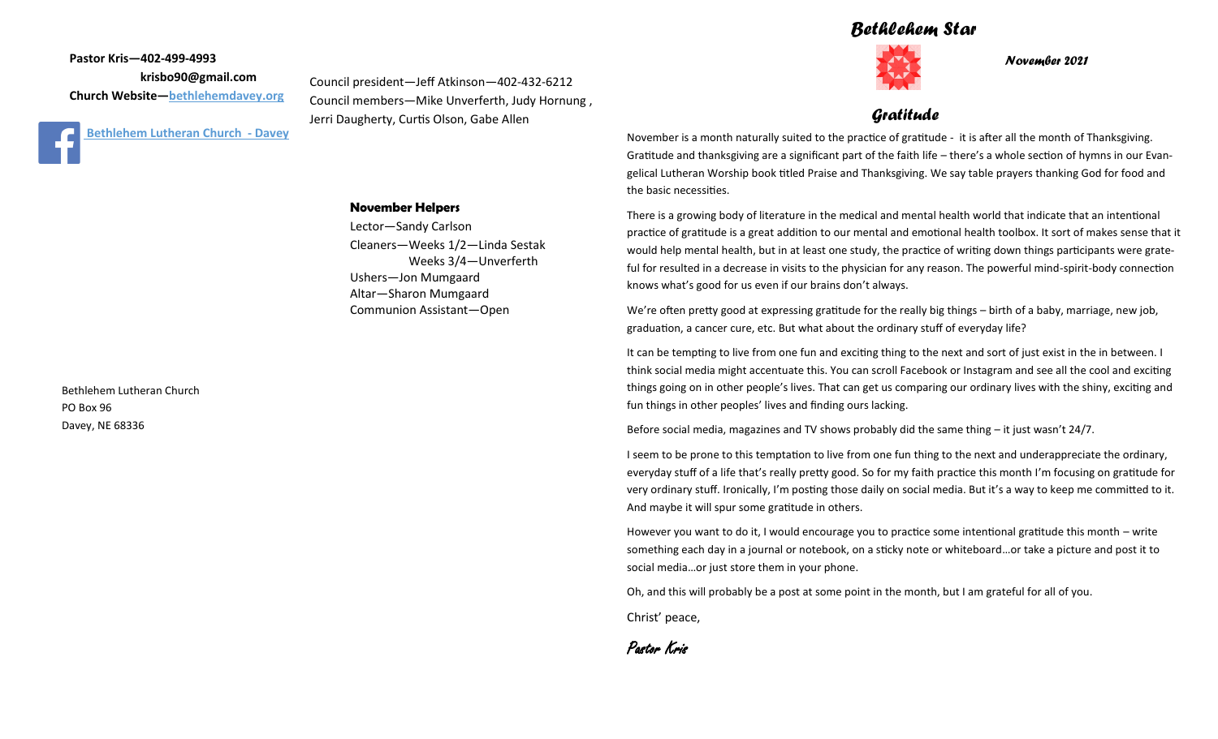**Pastor Kris—402-499-4993**

**krisbo90@gmail.com**

**Church Website—bethlehemdavey.org**

**Bethlehem Lutheran Church - Davey**

Council president—Jeff Atkinson—402-432-6212

Council members—Mike Unverferth, Judy Hornung , Jerri Daugherty, Curtis Olson, Gabe Allen

**November Helpers**

Lector—Sandy Carlson

Cleaners—Weeks 1/2—Linda Sestak

Weeks 3/4—Unverferth

Ushers—Jon Mumgaard

Altar—Sharon Mumgaard

Communion Assistant—Open

Bethlehem Lutheran Church

PO Box 96

Davey, NE 68336

# Bethlehem Star

***November 2021***

## Gratitude

November is a month naturally suited to the practice of gratitude - it is after all the month of Thanksgiving. Gratitude and thanksgiving are a significant part of the faith life – there's a whole section of hymns in our Evangelical Lutheran Worship book titled Praise and Thanksgiving. We say table prayers thanking God for food and the basic necessities.

There is a growing body of literature in the medical and mental health world that indicate that an intentional practice of gratitude is a great addition to our mental and emotional health toolbox. It sort of makes sense that it would help mental health, but in at least one study, the practice of writing down things participants were grateful for resulted in a decrease in visits to the physician for any reason. The powerful mind-spirit-body connection knows what's good for us even if our brains don't always.

We're often pretty good at expressing gratitude for the really big things – birth of a baby, marriage, new job, graduation, a cancer cure, etc. But what about the ordinary stuff of everyday life?

It can be tempting to live from one fun and exciting thing to the next and sort of just exist in the in between. I think social media might accentuate this. You can scroll Facebook or Instagram and see all the cool and exciting things going on in other people's lives. That can get us comparing our ordinary lives with the shiny, exciting and fun things in other peoples' lives and finding ours lacking.

Before social media, magazines and TV shows probably did the same thing – it just wasn't 24/7.

I seem to be prone to this temptation to live from one fun thing to the next and underappreciate the ordinary, everyday stuff of a life that's really pretty good. So for my faith practice this month I'm focusing on gratitude for very ordinary stuff. Ironically, I'm posting those daily on social media. But it's a way to keep me committed to it. And maybe it will spur some gratitude in others.

However you want to do it, I would encourage you to practice some intentional gratitude this month – write something each day in a journal or notebook, on a sticky note or whiteboard…or take a picture and post it to social media…or just store them in your phone.

Oh, and this will probably be a post at some point in the month, but I am grateful for all of you.

Christ' peace,

*Pastor Kris*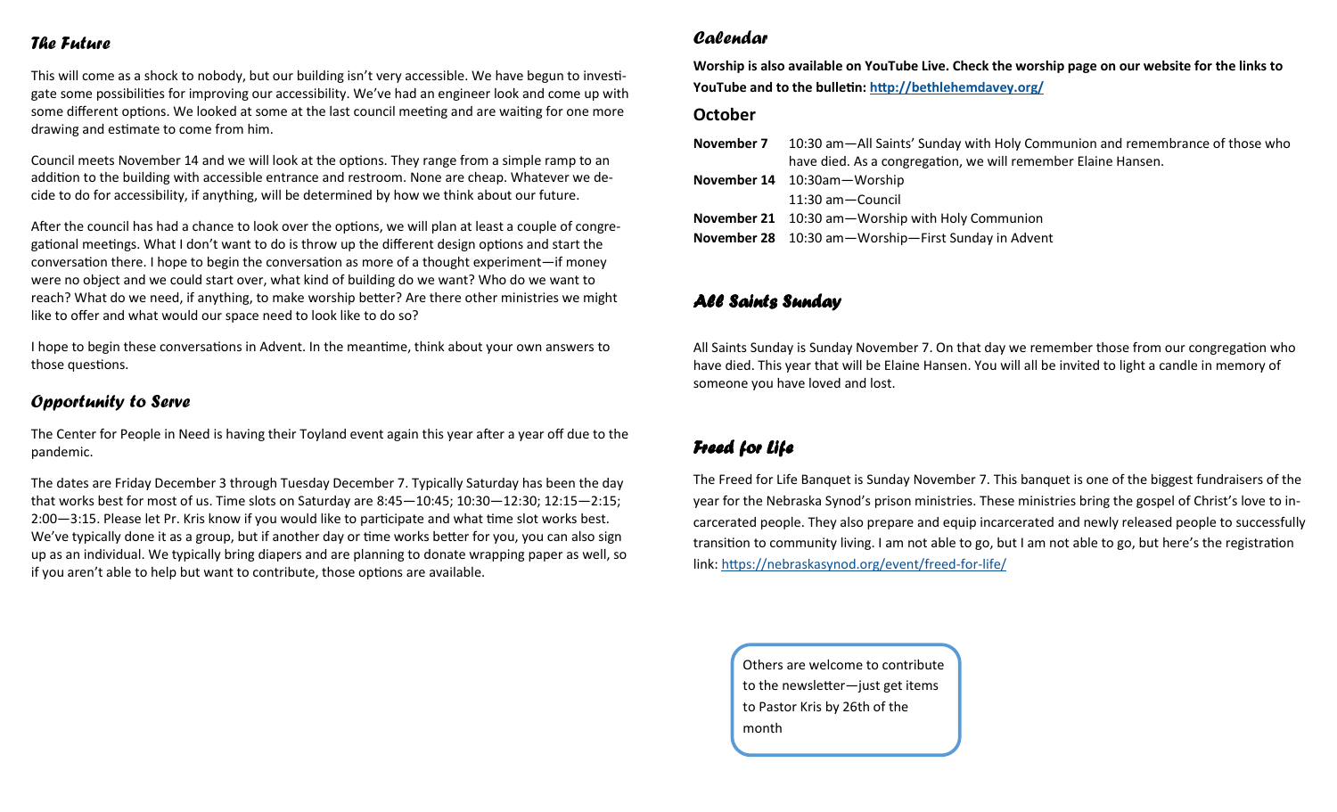## *The Future*

This will come as a shock to nobody, but our building isn't very accessible. We have begun to investigate some possibilities for improving our accessibility. We've had an engineer look and come up with some different options. We looked at some at the last council meeting and are waiting for one more drawing and estimate to come from him.

Council meets November 14 and we will look at the options. They range from a simple ramp to an addition to the building with accessible entrance and restroom. None are cheap. Whatever we decide to do for accessibility, if anything, will be determined by how we think about our future.

After the council has had a chance to look over the options, we will plan at least a couple of congregational meetings. What I don't want to do is throw up the different design options and start the conversation there. I hope to begin the conversation as more of a thought experiment—if money were no object and we could start over, what kind of building do we want? Who do we want to reach? What do we need, if anything, to make worship better? Are there other ministries we might like to offer and what would our space need to look like to do so?

I hope to begin these conversations in Advent. In the meantime, think about your own answers to those questions.

## *Opportunity to Serve*

The Center for People in Need is having their Toyland event again this year after a year off due to the pandemic.

The dates are Friday December 3 through Tuesday December 7. Typically Saturday has been the day that works best for most of us. Time slots on Saturday are 8:45—10:45; 10:30—12:30; 12:15—2:15; 2:00—3:15. Please let Pr. Kris know if you would like to participate and what time slot works best. We've typically done it as a group, but if another day or time works better for you, you can also sign up as an individual. We typically bring diapers and are planning to donate wrapping paper as well, so if you aren't able to help but want to contribute, those options are available.

## *Calendar*

**Worship is also available on YouTube Live. Check the worship page on our website for the links to YouTube and to the bulletin: http://bethlehemdavey.org/**

### October

| | |
|---|---|
| **November 7** | 10:30 am—All Saints' Sunday with Holy Communion and remembrance of those who have died. As a congregation, we will remember Elaine Hansen. |
| **November 14** | 10:30am—Worship<br>11:30 am—Council |
| **November 21** | 10:30 am—Worship with Holy Communion |
| **November 28** | 10:30 am—Worship—First Sunday in Advent |

## *All Saints Sunday*

All Saints Sunday is Sunday November 7. On that day we remember those from our congregation who have died. This year that will be Elaine Hansen. You will all be invited to light a candle in memory of someone you have loved and lost.

## *Freed for Life*

The Freed for Life Banquet is Sunday November 7. This banquet is one of the biggest fundraisers of the year for the Nebraska Synod's prison ministries. These ministries bring the gospel of Christ's love to incarcerated people. They also prepare and equip incarcerated and newly released people to successfully transition to community living. I am not able to go, but I am not able to go, but here's the registration link: https://nebraskasynod.org/event/freed-for-life/

Others are welcome to contribute to the newsletter—just get items to Pastor Kris by 26th of the month